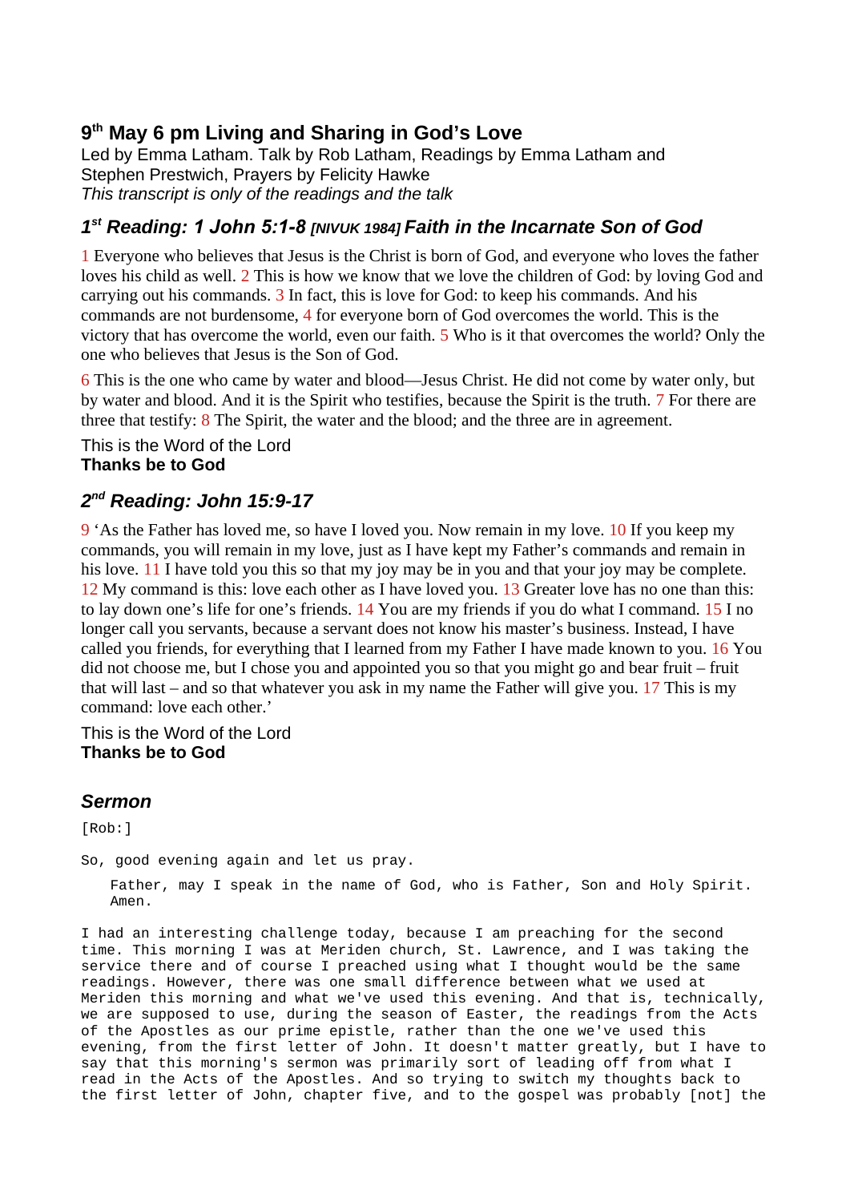## 9th May 6 pm Living and Sharing in God's Love

Led by Emma Latham. Talk by Rob Latham, Readings by Emma Latham and Stephen Prestwich, Prayers by Felicity Hawke

*This transcript is only of the readings and the talk*

### *1st Reading: 1 John 5:1-8 [NIVUK 1984] Faith in the Incarnate Son of God*

1 Everyone who believes that Jesus is the Christ is born of God, and everyone who loves the father loves his child as well. 2 This is how we know that we love the children of God: by loving God and carrying out his commands. 3 In fact, this is love for God: to keep his commands. And his commands are not burdensome, 4 for everyone born of God overcomes the world. This is the victory that has overcome the world, even our faith. 5 Who is it that overcomes the world? Only the one who believes that Jesus is the Son of God.

6 This is the one who came by water and blood—Jesus Christ. He did not come by water only, but by water and blood. And it is the Spirit who testifies, because the Spirit is the truth. 7 For there are three that testify: 8 The Spirit, the water and the blood; and the three are in agreement.

This is the Word of the Lord
**Thanks be to God**

### *2nd Reading: John 15:9-17*

9 'As the Father has loved me, so have I loved you. Now remain in my love. 10 If you keep my commands, you will remain in my love, just as I have kept my Father's commands and remain in his love. 11 I have told you this so that my joy may be in you and that your joy may be complete. 12 My command is this: love each other as I have loved you. 13 Greater love has no one than this: to lay down one's life for one's friends. 14 You are my friends if you do what I command. 15 I no longer call you servants, because a servant does not know his master's business. Instead, I have called you friends, for everything that I learned from my Father I have made known to you. 16 You did not choose me, but I chose you and appointed you so that you might go and bear fruit – fruit that will last – and so that whatever you ask in my name the Father will give you. 17 This is my command: love each other.'

This is the Word of the Lord
**Thanks be to God**

### *Sermon*

[Rob:]

So, good evening again and let us pray.

> Father, may I speak in the name of God, who is Father, Son and Holy Spirit. Amen.

I had an interesting challenge today, because I am preaching for the second time. This morning I was at Meriden church, St. Lawrence, and I was taking the service there and of course I preached using what I thought would be the same readings. However, there was one small difference between what we used at Meriden this morning and what we've used this evening. And that is, technically, we are supposed to use, during the season of Easter, the readings from the Acts of the Apostles as our prime epistle, rather than the one we've used this evening, from the first letter of John. It doesn't matter greatly, but I have to say that this morning's sermon was primarily sort of leading off from what I read in the Acts of the Apostles. And so trying to switch my thoughts back to the first letter of John, chapter five, and to the gospel was probably [not] the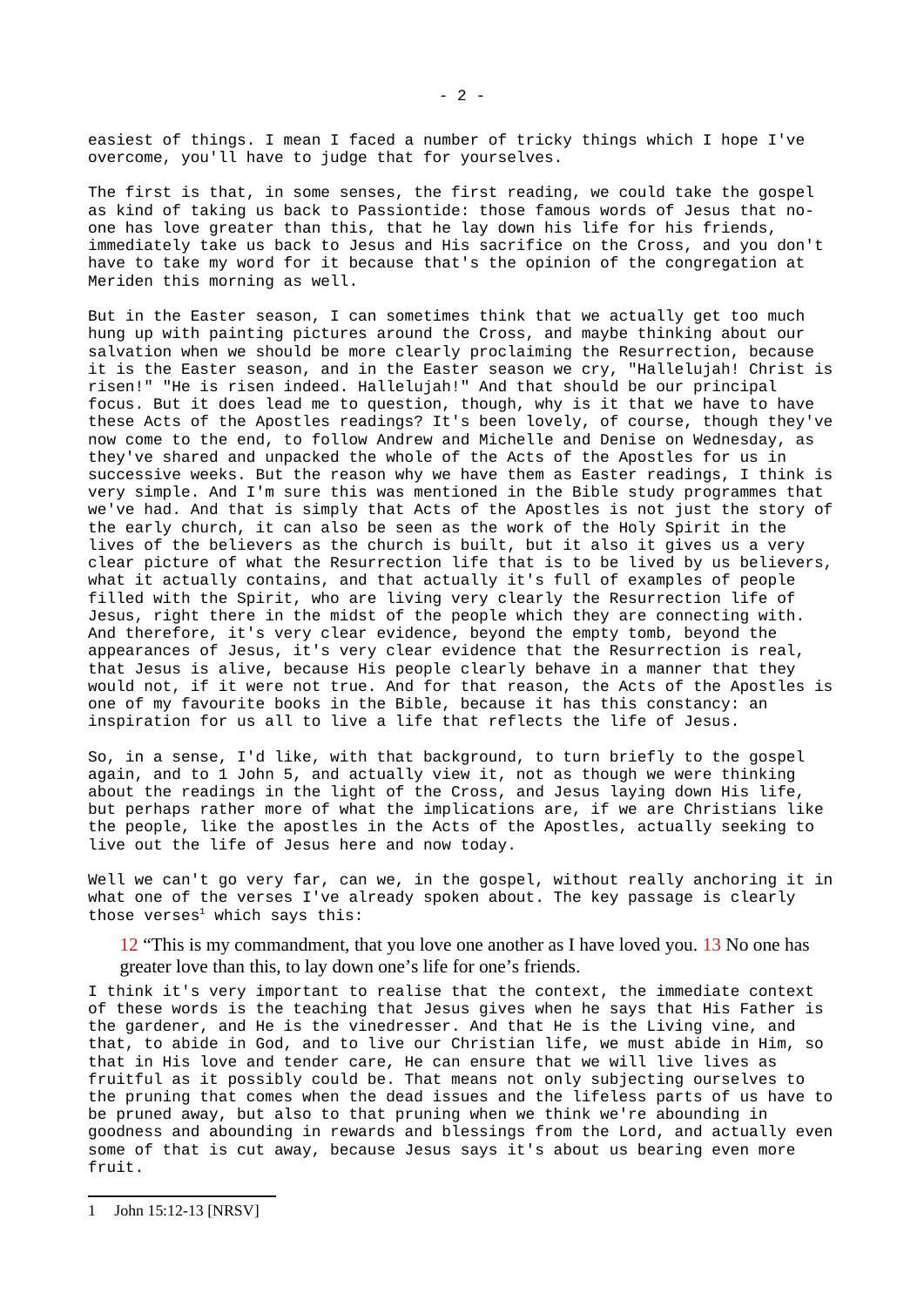easiest of things. I mean I faced a number of tricky things which I hope I've overcome, you'll have to judge that for yourselves.

The first is that, in some senses, the first reading, we could take the gospel as kind of taking us back to Passiontide: those famous words of Jesus that no-one has love greater than this, that he lay down his life for his friends, immediately take us back to Jesus and His sacrifice on the Cross, and you don't have to take my word for it because that's the opinion of the congregation at Meriden this morning as well.

But in the Easter season, I can sometimes think that we actually get too much hung up with painting pictures around the Cross, and maybe thinking about our salvation when we should be more clearly proclaiming the Resurrection, because it is the Easter season, and in the Easter season we cry, "Hallelujah! Christ is risen!" "He is risen indeed. Hallelujah!" And that should be our principal focus. But it does lead me to question, though, why is it that we have to have these Acts of the Apostles readings? It's been lovely, of course, though they've now come to the end, to follow Andrew and Michelle and Denise on Wednesday, as they've shared and unpacked the whole of the Acts of the Apostles for us in successive weeks. But the reason why we have them as Easter readings, I think is very simple. And I'm sure this was mentioned in the Bible study programmes that we've had. And that is simply that Acts of the Apostles is not just the story of the early church, it can also be seen as the work of the Holy Spirit in the lives of the believers as the church is built, but it also it gives us a very clear picture of what the Resurrection life that is to be lived by us believers, what it actually contains, and that actually it's full of examples of people filled with the Spirit, who are living very clearly the Resurrection life of Jesus, right there in the midst of the people which they are connecting with. And therefore, it's very clear evidence, beyond the empty tomb, beyond the appearances of Jesus, it's very clear evidence that the Resurrection is real, that Jesus is alive, because His people clearly behave in a manner that they would not, if it were not true. And for that reason, the Acts of the Apostles is one of my favourite books in the Bible, because it has this constancy: an inspiration for us all to live a life that reflects the life of Jesus.

So, in a sense, I'd like, with that background, to turn briefly to the gospel again, and to 1 John 5, and actually view it, not as though we were thinking about the readings in the light of the Cross, and Jesus laying down His life, but perhaps rather more of what the implications are, if we are Christians like the people, like the apostles in the Acts of the Apostles, actually seeking to live out the life of Jesus here and now today.

Well we can't go very far, can we, in the gospel, without really anchoring it in what one of the verses I've already spoken about. The key passage is clearly those verses[1] which says this:

> 12 "This is my commandment, that you love one another as I have loved you. 13 No one has greater love than this, to lay down one's life for one's friends.

I think it's very important to realise that the context, the immediate context of these words is the teaching that Jesus gives when he says that His Father is the gardener, and He is the vinedresser. And that He is the Living vine, and that, to abide in God, and to live our Christian life, we must abide in Him, so that in His love and tender care, He can ensure that we will live lives as fruitful as it possibly could be. That means not only subjecting ourselves to the pruning that comes when the dead issues and the lifeless parts of us have to be pruned away, but also to that pruning when we think we're abounding in goodness and abounding in rewards and blessings from the Lord, and actually even some of that is cut away, because Jesus says it's about us bearing even more fruit.

---

1 John 15:12-13 [NRSV]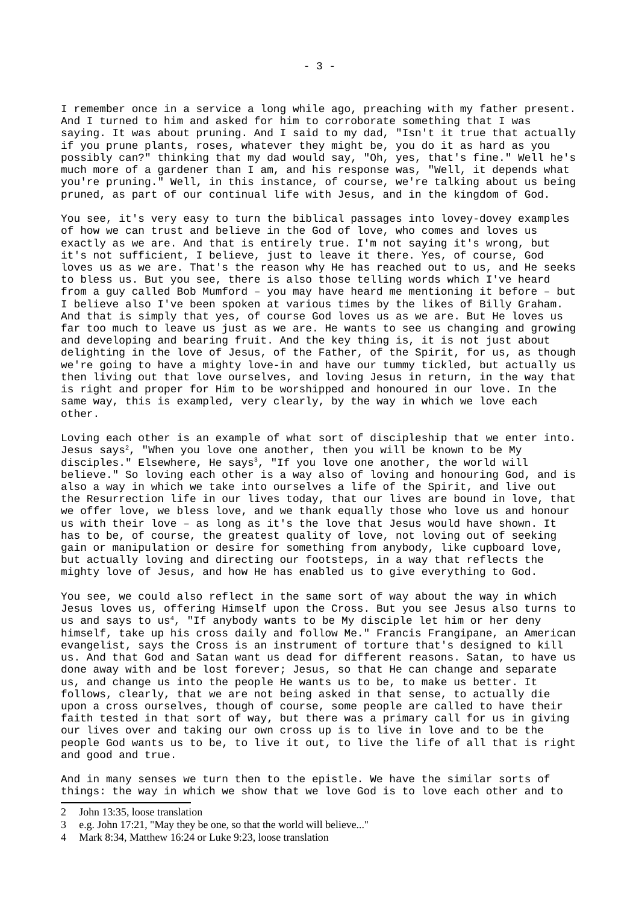I remember once in a service a long while ago, preaching with my father present. And I turned to him and asked for him to corroborate something that I was saying. It was about pruning. And I said to my dad, "Isn't it true that actually if you prune plants, roses, whatever they might be, you do it as hard as you possibly can?" thinking that my dad would say, "Oh, yes, that's fine." Well he's much more of a gardener than I am, and his response was, "Well, it depends what you're pruning." Well, in this instance, of course, we're talking about us being pruned, as part of our continual life with Jesus, and in the kingdom of God.

You see, it's very easy to turn the biblical passages into lovey-dovey examples of how we can trust and believe in the God of love, who comes and loves us exactly as we are. And that is entirely true. I'm not saying it's wrong, but it's not sufficient, I believe, just to leave it there. Yes, of course, God loves us as we are. That's the reason why He has reached out to us, and He seeks to bless us. But you see, there is also those telling words which I've heard from a guy called Bob Mumford – you may have heard me mentioning it before – but I believe also I've been spoken at various times by the likes of Billy Graham. And that is simply that yes, of course God loves us as we are. But He loves us far too much to leave us just as we are. He wants to see us changing and growing and developing and bearing fruit. And the key thing is, it is not just about delighting in the love of Jesus, of the Father, of the Spirit, for us, as though we're going to have a mighty love-in and have our tummy tickled, but actually us then living out that love ourselves, and loving Jesus in return, in the way that is right and proper for Him to be worshipped and honoured in our love. In the same way, this is exampled, very clearly, by the way in which we love each other.

Loving each other is an example of what sort of discipleship that we enter into. Jesus says[2], "When you love one another, then you will be known to be My disciples." Elsewhere, He says[3], "If you love one another, the world will believe." So loving each other is a way also of loving and honouring God, and is also a way in which we take into ourselves a life of the Spirit, and live out the Resurrection life in our lives today, that our lives are bound in love, that we offer love, we bless love, and we thank equally those who love us and honour us with their love – as long as it's the love that Jesus would have shown. It has to be, of course, the greatest quality of love, not loving out of seeking gain or manipulation or desire for something from anybody, like cupboard love, but actually loving and directing our footsteps, in a way that reflects the mighty love of Jesus, and how He has enabled us to give everything to God.

You see, we could also reflect in the same sort of way about the way in which Jesus loves us, offering Himself upon the Cross. But you see Jesus also turns to us and says to us[4], "If anybody wants to be My disciple let him or her deny himself, take up his cross daily and follow Me." Francis Frangipane, an American evangelist, says the Cross is an instrument of torture that's designed to kill us. And that God and Satan want us dead for different reasons. Satan, to have us done away with and be lost forever; Jesus, so that He can change and separate us, and change us into the people He wants us to be, to make us better. It follows, clearly, that we are not being asked in that sense, to actually die upon a cross ourselves, though of course, some people are called to have their faith tested in that sort of way, but there was a primary call for us in giving our lives over and taking our own cross up is to live in love and to be the people God wants us to be, to live it out, to live the life of all that is right and good and true.

And in many senses we turn then to the epistle. We have the similar sorts of things: the way in which we show that we love God is to love each other and to

---

2 John 13:35, loose translation

3 e.g. John 17:21, "May they be one, so that the world will believe..."

4 Mark 8:34, Matthew 16:24 or Luke 9:23, loose translation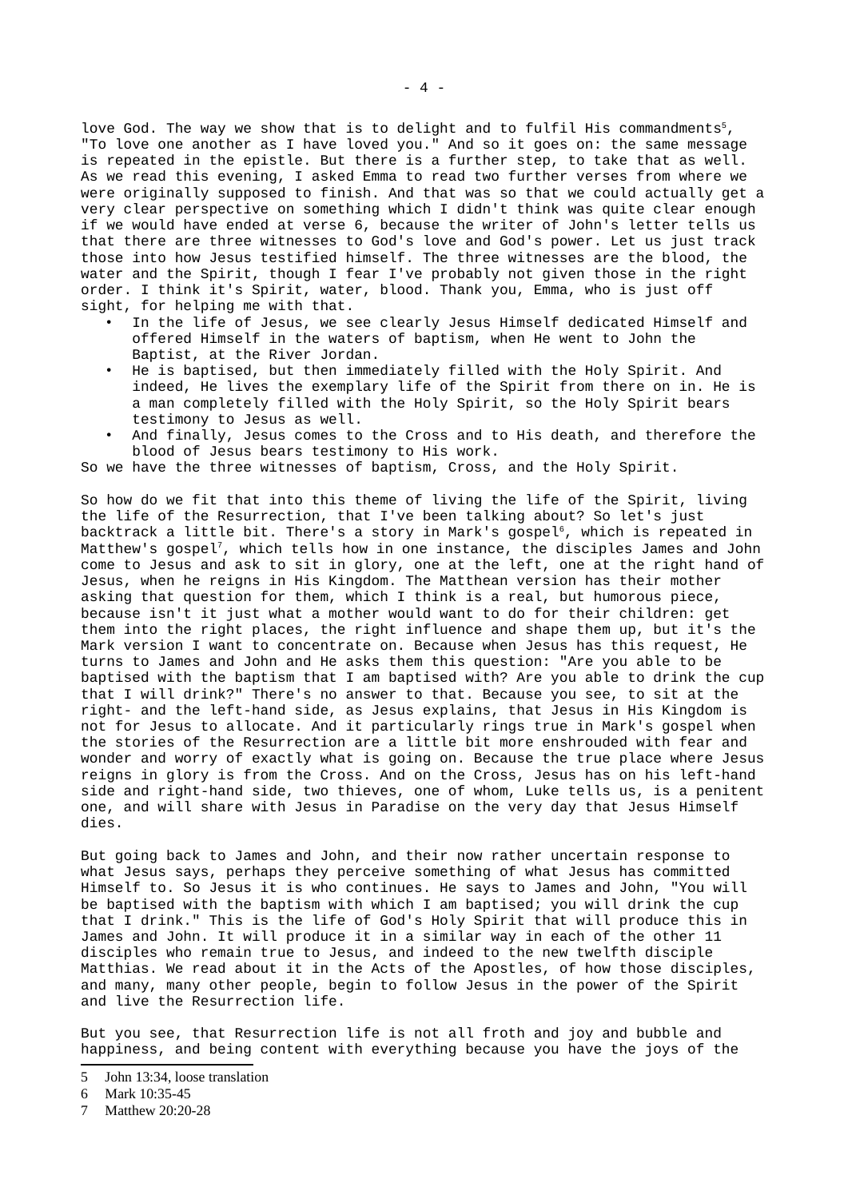love God. The way we show that is to delight and to fulfil His commandments[5], "To love one another as I have loved you." And so it goes on: the same message is repeated in the epistle. But there is a further step, to take that as well. As we read this evening, I asked Emma to read two further verses from where we were originally supposed to finish. And that was so that we could actually get a very clear perspective on something which I didn't think was quite clear enough if we would have ended at verse 6, because the writer of John's letter tells us that there are three witnesses to God's love and God's power. Let us just track those into how Jesus testified himself. The three witnesses are the blood, the water and the Spirit, though I fear I've probably not given those in the right order. I think it's Spirit, water, blood. Thank you, Emma, who is just off sight, for helping me with that.

- In the life of Jesus, we see clearly Jesus Himself dedicated Himself and offered Himself in the waters of baptism, when He went to John the Baptist, at the River Jordan.
- He is baptised, but then immediately filled with the Holy Spirit. And indeed, He lives the exemplary life of the Spirit from there on in. He is a man completely filled with the Holy Spirit, so the Holy Spirit bears testimony to Jesus as well.
- And finally, Jesus comes to the Cross and to His death, and therefore the blood of Jesus bears testimony to His work.

So we have the three witnesses of baptism, Cross, and the Holy Spirit.

So how do we fit that into this theme of living the life of the Spirit, living the life of the Resurrection, that I've been talking about? So let's just backtrack a little bit. There's a story in Mark's gospel[6], which is repeated in Matthew's gospel[7], which tells how in one instance, the disciples James and John come to Jesus and ask to sit in glory, one at the left, one at the right hand of Jesus, when he reigns in His Kingdom. The Matthean version has their mother asking that question for them, which I think is a real, but humorous piece, because isn't it just what a mother would want to do for their children: get them into the right places, the right influence and shape them up, but it's the Mark version I want to concentrate on. Because when Jesus has this request, He turns to James and John and He asks them this question: "Are you able to be baptised with the baptism that I am baptised with? Are you able to drink the cup that I will drink?" There's no answer to that. Because you see, to sit at the right- and the left-hand side, as Jesus explains, that Jesus in His Kingdom is not for Jesus to allocate. And it particularly rings true in Mark's gospel when the stories of the Resurrection are a little bit more enshrouded with fear and wonder and worry of exactly what is going on. Because the true place where Jesus reigns in glory is from the Cross. And on the Cross, Jesus has on his left-hand side and right-hand side, two thieves, one of whom, Luke tells us, is a penitent one, and will share with Jesus in Paradise on the very day that Jesus Himself dies.

But going back to James and John, and their now rather uncertain response to what Jesus says, perhaps they perceive something of what Jesus has committed Himself to. So Jesus it is who continues. He says to James and John, "You will be baptised with the baptism with which I am baptised; you will drink the cup that I drink." This is the life of God's Holy Spirit that will produce this in James and John. It will produce it in a similar way in each of the other 11 disciples who remain true to Jesus, and indeed to the new twelfth disciple Matthias. We read about it in the Acts of the Apostles, of how those disciples, and many, many other people, begin to follow Jesus in the power of the Spirit and live the Resurrection life.

But you see, that Resurrection life is not all froth and joy and bubble and happiness, and being content with everything because you have the joys of the

---

5 John 13:34, loose translation

6 Mark 10:35-45

7 Matthew 20:20-28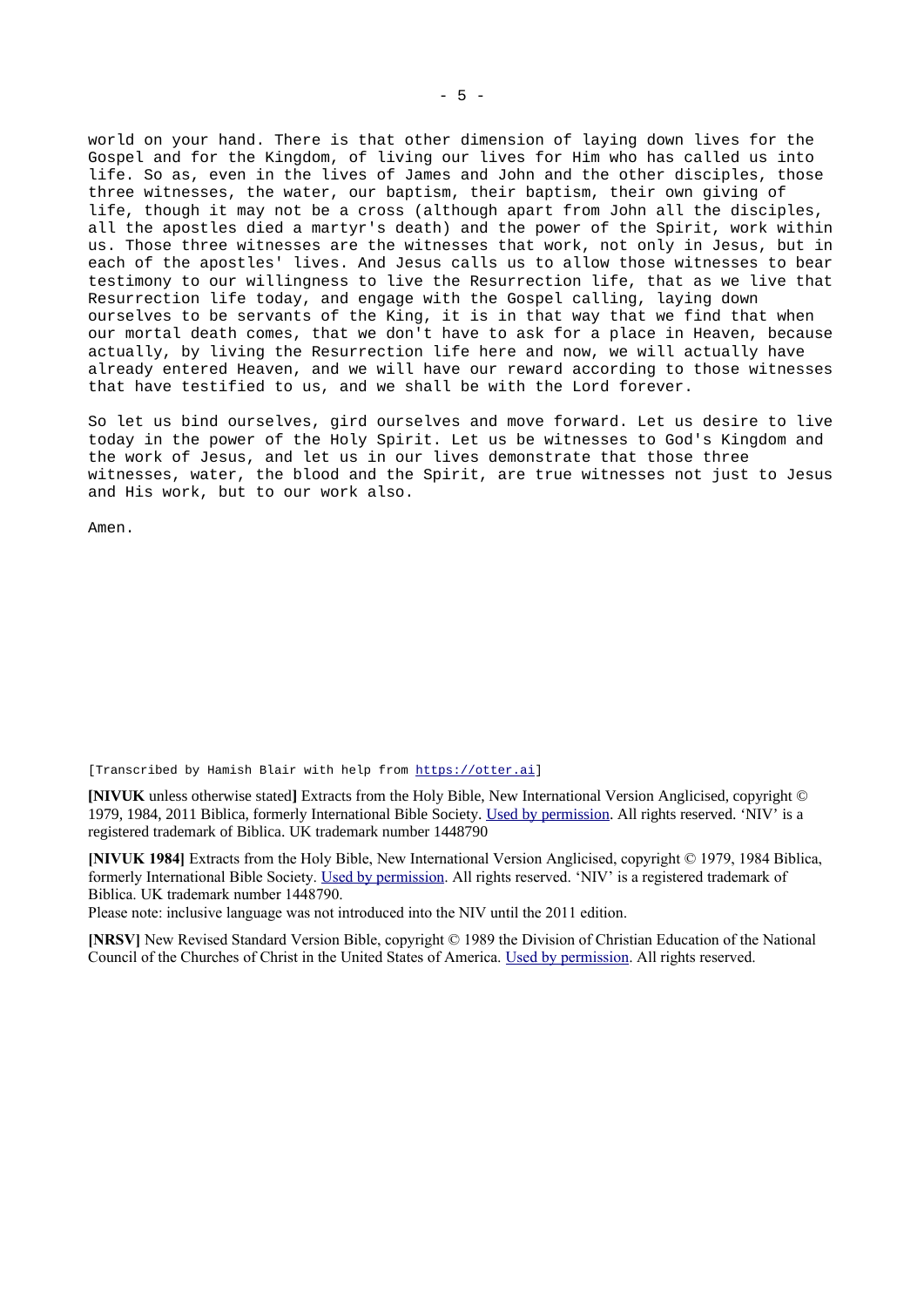world on your hand. There is that other dimension of laying down lives for the Gospel and for the Kingdom, of living our lives for Him who has called us into life. So as, even in the lives of James and John and the other disciples, those three witnesses, the water, our baptism, their baptism, their own giving of life, though it may not be a cross (although apart from John all the disciples, all the apostles died a martyr's death) and the power of the Spirit, work within us. Those three witnesses are the witnesses that work, not only in Jesus, but in each of the apostles' lives. And Jesus calls us to allow those witnesses to bear testimony to our willingness to live the Resurrection life, that as we live that Resurrection life today, and engage with the Gospel calling, laying down ourselves to be servants of the King, it is in that way that we find that when our mortal death comes, that we don't have to ask for a place in Heaven, because actually, by living the Resurrection life here and now, we will actually have already entered Heaven, and we will have our reward according to those witnesses that have testified to us, and we shall be with the Lord forever.

So let us bind ourselves, gird ourselves and move forward. Let us desire to live today in the power of the Holy Spirit. Let us be witnesses to God's Kingdom and the work of Jesus, and let us in our lives demonstrate that those three witnesses, water, the blood and the Spirit, are true witnesses not just to Jesus and His work, but to our work also.

Amen.

[Transcribed by Hamish Blair with help from https://otter.ai]

**[NIVUK** unless otherwise stated**]** Extracts from the Holy Bible, New International Version Anglicised, copyright © 1979, 1984, 2011 Biblica, formerly International Bible Society. Used by permission. All rights reserved. 'NIV' is a registered trademark of Biblica. UK trademark number 1448790

**[NIVUK 1984]** Extracts from the Holy Bible, New International Version Anglicised, copyright © 1979, 1984 Biblica, formerly International Bible Society. Used by permission. All rights reserved. 'NIV' is a registered trademark of Biblica. UK trademark number 1448790.
Please note: inclusive language was not introduced into the NIV until the 2011 edition.

**[NRSV]** New Revised Standard Version Bible, copyright © 1989 the Division of Christian Education of the National Council of the Churches of Christ in the United States of America. Used by permission. All rights reserved.